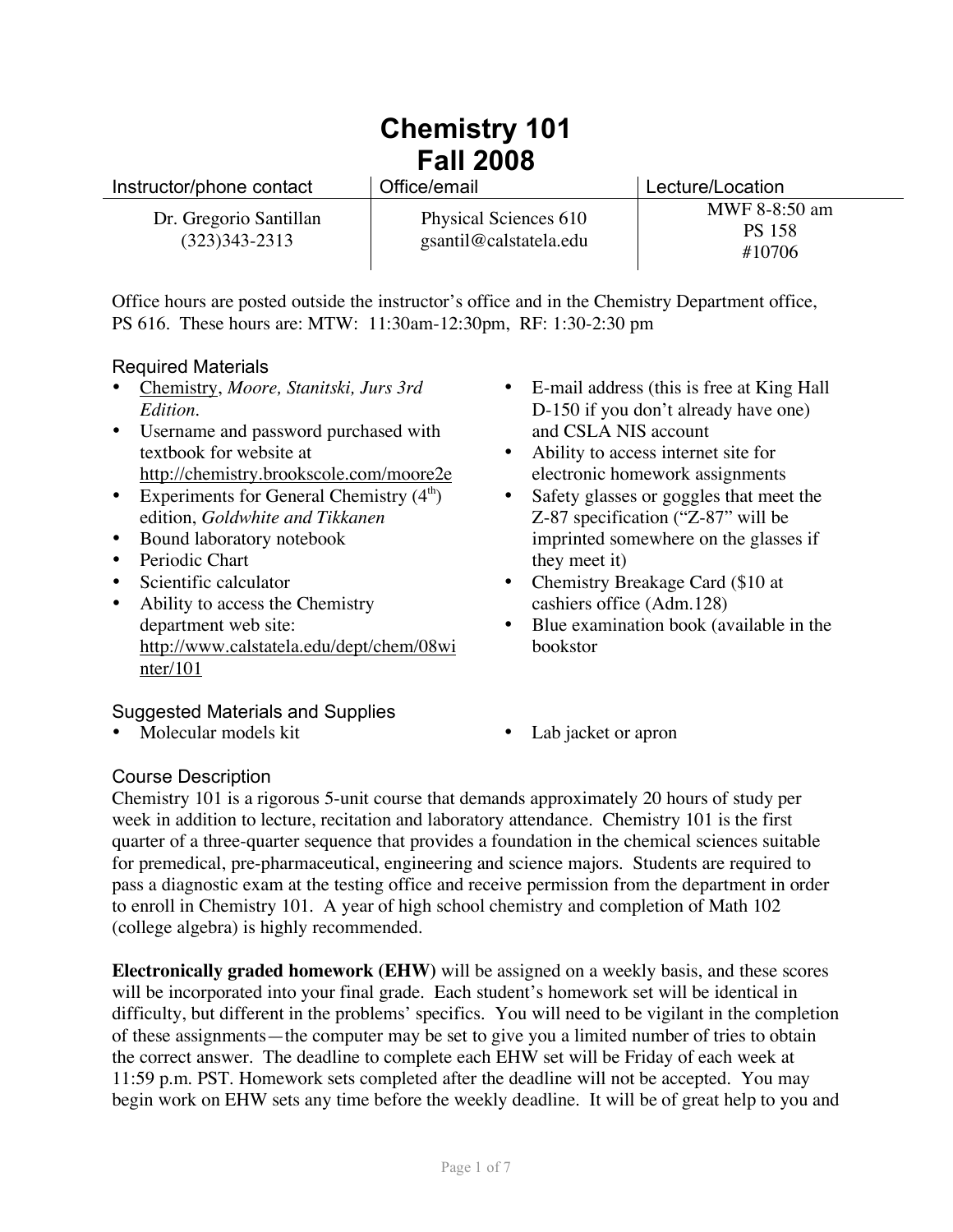# Chemistry 101
# Fall 2008

| Instructor/phone contact | Office/email | Lecture/Location |
| --- | --- | --- |
| Dr. Gregorio Santillan (323)343-2313 | Physical Sciences 610 gsantil@calstatela.edu | MWF 8-8:50 am PS 158 #10706 |

Office hours are posted outside the instructor's office and in the Chemistry Department office, PS 616. These hours are: MTW: 11:30am-12:30pm, RF: 1:30-2:30 pm

## Required Materials

- Chemistry, *Moore, Stanitski, Jurs 3rd Edition.*
- Username and password purchased with textbook for website at http://chemistry.brookscole.com/moore2e
- Experiments for General Chemistry (4th) edition, *Goldwhite and Tikkanen*
- Bound laboratory notebook
- Periodic Chart
- Scientific calculator
- Ability to access the Chemistry department web site: http://www.calstatela.edu/dept/chem/08winter/101
- E-mail address (this is free at King Hall D-150 if you don't already have one) and CSLA NIS account
- Ability to access internet site for electronic homework assignments
- Safety glasses or goggles that meet the Z-87 specification ("Z-87" will be imprinted somewhere on the glasses if they meet it)
- Chemistry Breakage Card ($10 at cashiers office (Adm.128)
- Blue examination book (available in the bookstor

## Suggested Materials and Supplies

- Molecular models kit
- Lab jacket or apron

## Course Description

Chemistry 101 is a rigorous 5-unit course that demands approximately 20 hours of study per week in addition to lecture, recitation and laboratory attendance. Chemistry 101 is the first quarter of a three-quarter sequence that provides a foundation in the chemical sciences suitable for premedical, pre-pharmaceutical, engineering and science majors. Students are required to pass a diagnostic exam at the testing office and receive permission from the department in order to enroll in Chemistry 101. A year of high school chemistry and completion of Math 102 (college algebra) is highly recommended.

**Electronically graded homework (EHW)** will be assigned on a weekly basis, and these scores will be incorporated into your final grade. Each student's homework set will be identical in difficulty, but different in the problems' specifics. You will need to be vigilant in the completion of these assignments—the computer may be set to give you a limited number of tries to obtain the correct answer. The deadline to complete each EHW set will be Friday of each week at 11:59 p.m. PST. Homework sets completed after the deadline will not be accepted. You may begin work on EHW sets any time before the weekly deadline. It will be of great help to you and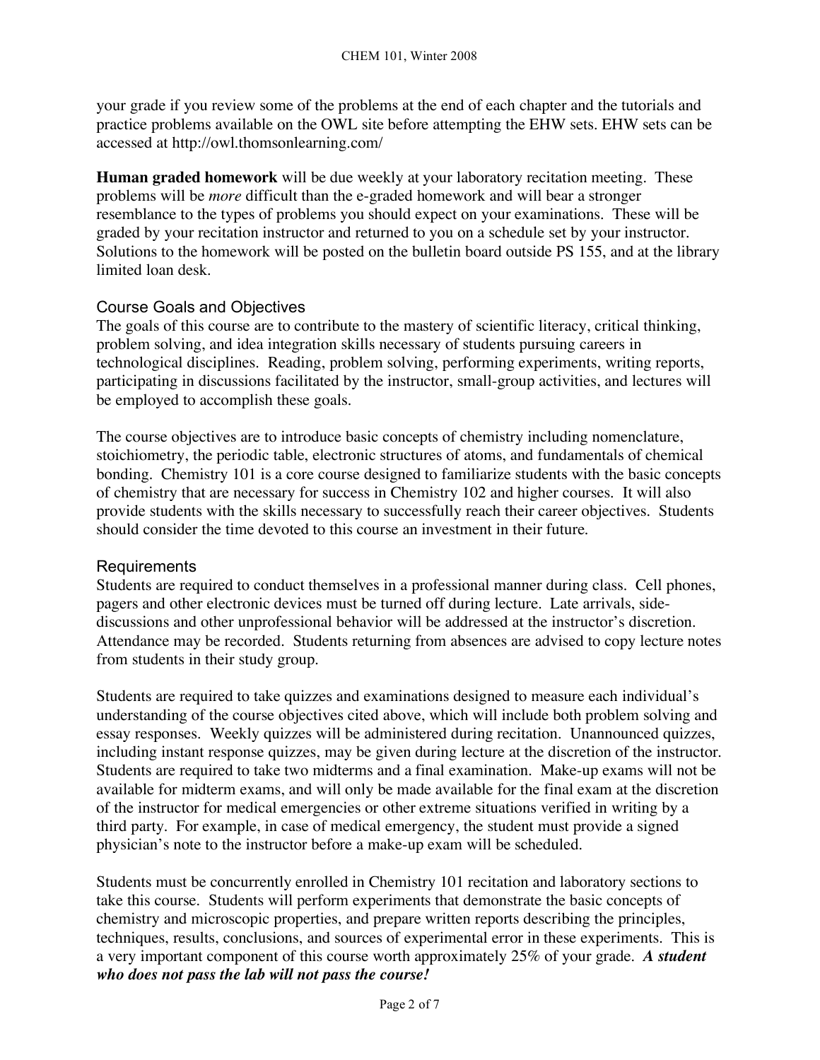your grade if you review some of the problems at the end of each chapter and the tutorials and practice problems available on the OWL site before attempting the EHW sets. EHW sets can be accessed at http://owl.thomsonlearning.com/

**Human graded homework** will be due weekly at your laboratory recitation meeting. These problems will be *more* difficult than the e-graded homework and will bear a stronger resemblance to the types of problems you should expect on your examinations. These will be graded by your recitation instructor and returned to you on a schedule set by your instructor. Solutions to the homework will be posted on the bulletin board outside PS 155, and at the library limited loan desk.

## Course Goals and Objectives

The goals of this course are to contribute to the mastery of scientific literacy, critical thinking, problem solving, and idea integration skills necessary of students pursuing careers in technological disciplines. Reading, problem solving, performing experiments, writing reports, participating in discussions facilitated by the instructor, small-group activities, and lectures will be employed to accomplish these goals.

The course objectives are to introduce basic concepts of chemistry including nomenclature, stoichiometry, the periodic table, electronic structures of atoms, and fundamentals of chemical bonding. Chemistry 101 is a core course designed to familiarize students with the basic concepts of chemistry that are necessary for success in Chemistry 102 and higher courses. It will also provide students with the skills necessary to successfully reach their career objectives. Students should consider the time devoted to this course an investment in their future.

## Requirements

Students are required to conduct themselves in a professional manner during class. Cell phones, pagers and other electronic devices must be turned off during lecture. Late arrivals, side-discussions and other unprofessional behavior will be addressed at the instructor's discretion. Attendance may be recorded. Students returning from absences are advised to copy lecture notes from students in their study group.

Students are required to take quizzes and examinations designed to measure each individual's understanding of the course objectives cited above, which will include both problem solving and essay responses. Weekly quizzes will be administered during recitation. Unannounced quizzes, including instant response quizzes, may be given during lecture at the discretion of the instructor. Students are required to take two midterms and a final examination. Make-up exams will not be available for midterm exams, and will only be made available for the final exam at the discretion of the instructor for medical emergencies or other extreme situations verified in writing by a third party. For example, in case of medical emergency, the student must provide a signed physician's note to the instructor before a make-up exam will be scheduled.

Students must be concurrently enrolled in Chemistry 101 recitation and laboratory sections to take this course. Students will perform experiments that demonstrate the basic concepts of chemistry and microscopic properties, and prepare written reports describing the principles, techniques, results, conclusions, and sources of experimental error in these experiments. This is a very important component of this course worth approximately 25% of your grade. ***A student who does not pass the lab will not pass the course!***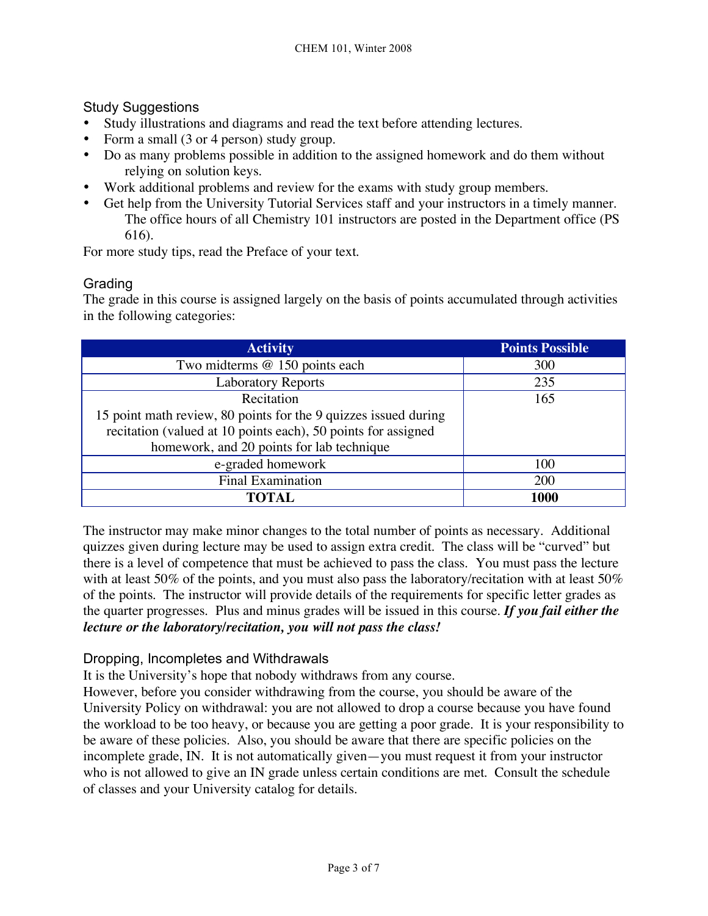## Study Suggestions

- Study illustrations and diagrams and read the text before attending lectures.
- Form a small (3 or 4 person) study group.
- Do as many problems possible in addition to the assigned homework and do them without relying on solution keys.
- Work additional problems and review for the exams with study group members.
- Get help from the University Tutorial Services staff and your instructors in a timely manner. The office hours of all Chemistry 101 instructors are posted in the Department office (PS 616).

For more study tips, read the Preface of your text.

## Grading

The grade in this course is assigned largely on the basis of points accumulated through activities in the following categories:

| Activity | Points Possible |
|---|---|
| Two midterms @ 150 points each | 300 |
| Laboratory Reports | 235 |
| Recitation<br>15 point math review, 80 points for the 9 quizzes issued during recitation (valued at 10 points each), 50 points for assigned homework, and 20 points for lab technique | 165 |
| e-graded homework | 100 |
| Final Examination | 200 |
| **TOTAL** | **1000** |

The instructor may make minor changes to the total number of points as necessary. Additional quizzes given during lecture may be used to assign extra credit. The class will be "curved" but there is a level of competence that must be achieved to pass the class. You must pass the lecture with at least 50% of the points, and you must also pass the laboratory/recitation with at least 50% of the points. The instructor will provide details of the requirements for specific letter grades as the quarter progresses. Plus and minus grades will be issued in this course. ***If you fail either the lecture or the laboratory/recitation, you will not pass the class!***

## Dropping, Incompletes and Withdrawals

It is the University's hope that nobody withdraws from any course.

However, before you consider withdrawing from the course, you should be aware of the University Policy on withdrawal: you are not allowed to drop a course because you have found the workload to be too heavy, or because you are getting a poor grade. It is your responsibility to be aware of these policies. Also, you should be aware that there are specific policies on the incomplete grade, IN. It is not automatically given—you must request it from your instructor who is not allowed to give an IN grade unless certain conditions are met. Consult the schedule of classes and your University catalog for details.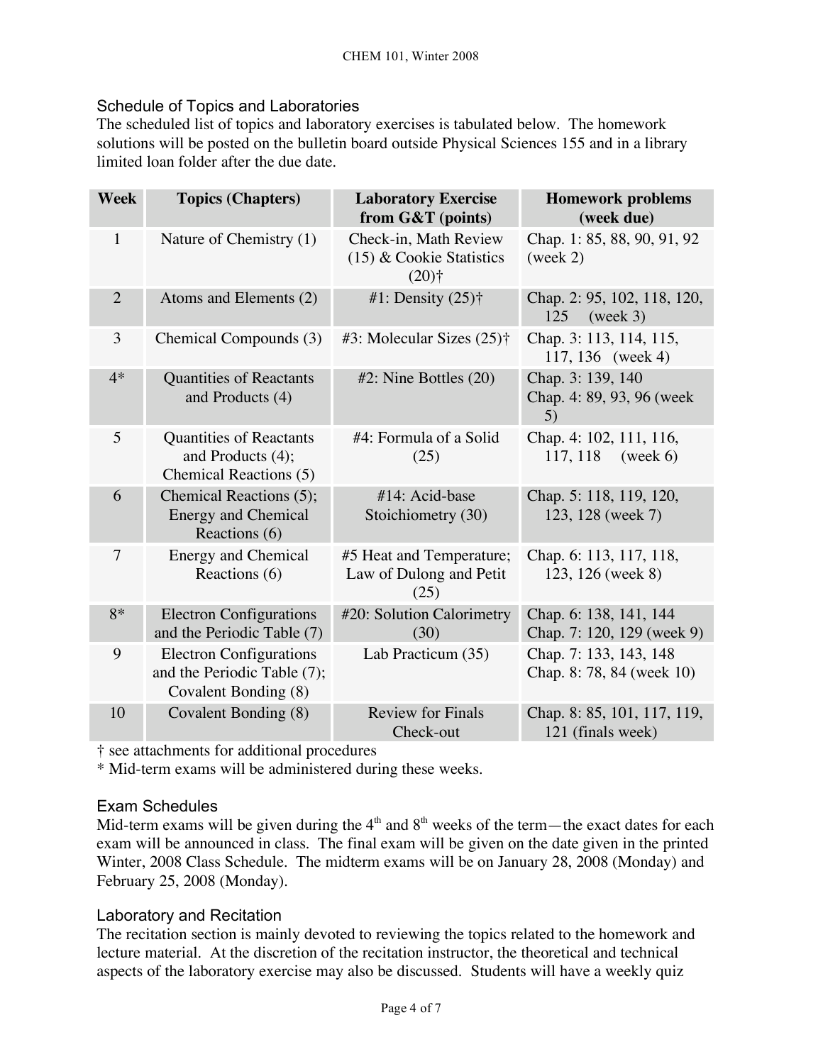## Schedule of Topics and Laboratories

The scheduled list of topics and laboratory exercises is tabulated below. The homework solutions will be posted on the bulletin board outside Physical Sciences 155 and in a library limited loan folder after the due date.

| Week | Topics (Chapters) | Laboratory Exercise from G&T (points) | Homework problems (week due) |
|---|---|---|---|
| 1 | Nature of Chemistry (1) | Check-in, Math Review (15) & Cookie Statistics (20)† | Chap. 1: 85, 88, 90, 91, 92 (week 2) |
| 2 | Atoms and Elements (2) | #1: Density (25)† | Chap. 2: 95, 102, 118, 120, 125 (week 3) |
| 3 | Chemical Compounds (3) | #3: Molecular Sizes (25)† | Chap. 3: 113, 114, 115, 117, 136 (week 4) |
| 4* | Quantities of Reactants and Products (4) | #2: Nine Bottles (20) | Chap. 3: 139, 140<br>Chap. 4: 89, 93, 96 (week 5) |
| 5 | Quantities of Reactants and Products (4); Chemical Reactions (5) | #4: Formula of a Solid (25) | Chap. 4: 102, 111, 116, 117, 118 (week 6) |
| 6 | Chemical Reactions (5); Energy and Chemical Reactions (6) | #14: Acid-base Stoichiometry (30) | Chap. 5: 118, 119, 120, 123, 128 (week 7) |
| 7 | Energy and Chemical Reactions (6) | #5 Heat and Temperature; Law of Dulong and Petit (25) | Chap. 6: 113, 117, 118, 123, 126 (week 8) |
| 8* | Electron Configurations and the Periodic Table (7) | #20: Solution Calorimetry (30) | Chap. 6: 138, 141, 144<br>Chap. 7: 120, 129 (week 9) |
| 9 | Electron Configurations and the Periodic Table (7); Covalent Bonding (8) | Lab Practicum (35) | Chap. 7: 133, 143, 148<br>Chap. 8: 78, 84 (week 10) |
| 10 | Covalent Bonding (8) | Review for Finals<br>Check-out | Chap. 8: 85, 101, 117, 119, 121 (finals week) |

† see attachments for additional procedures

* Mid-term exams will be administered during these weeks.

## Exam Schedules

Mid-term exams will be given during the 4th and 8th weeks of the term—the exact dates for each exam will be announced in class. The final exam will be given on the date given in the printed Winter, 2008 Class Schedule. The midterm exams will be on January 28, 2008 (Monday) and February 25, 2008 (Monday).

## Laboratory and Recitation

The recitation section is mainly devoted to reviewing the topics related to the homework and lecture material. At the discretion of the recitation instructor, the theoretical and technical aspects of the laboratory exercise may also be discussed. Students will have a weekly quiz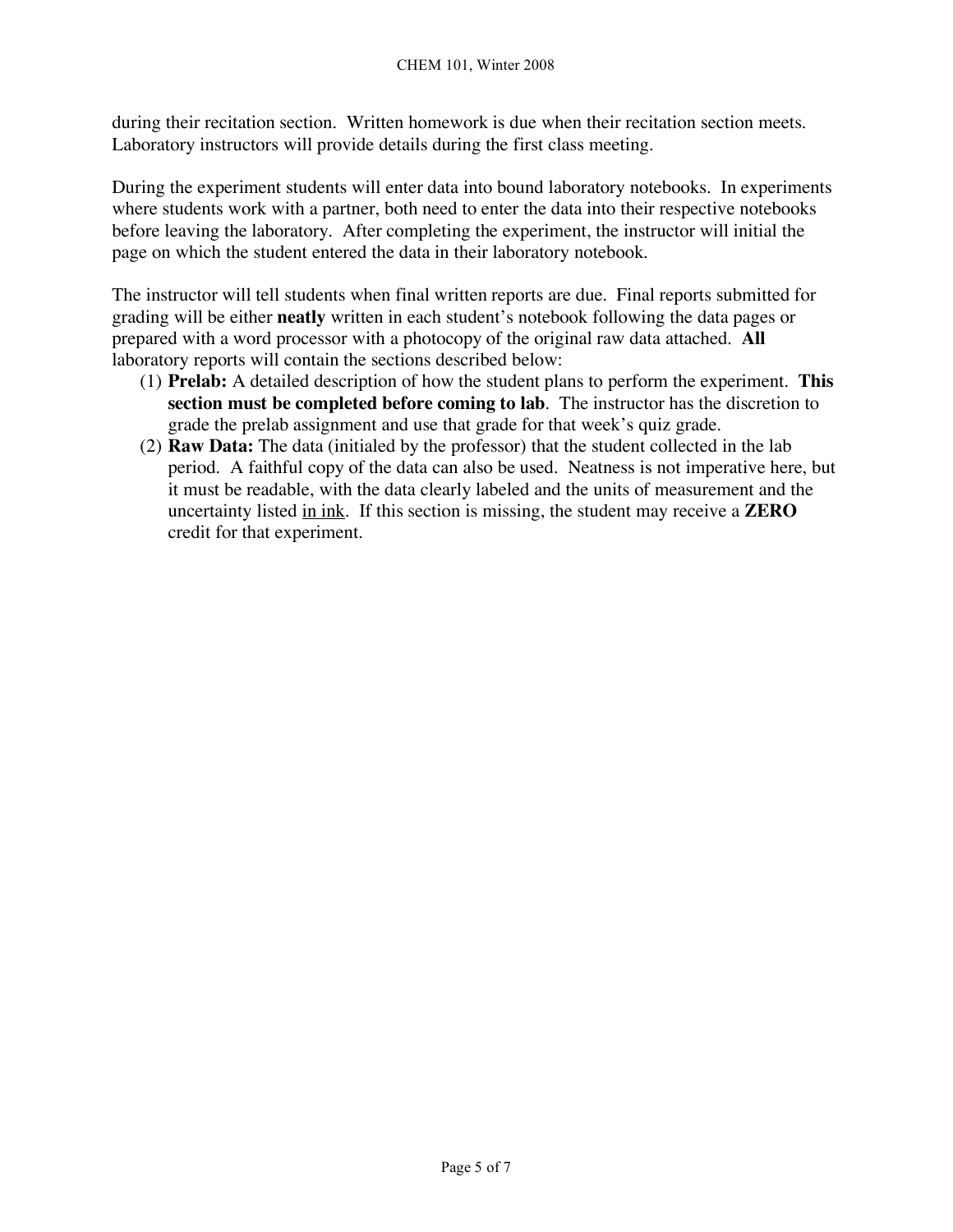during their recitation section. Written homework is due when their recitation section meets. Laboratory instructors will provide details during the first class meeting.

During the experiment students will enter data into bound laboratory notebooks. In experiments where students work with a partner, both need to enter the data into their respective notebooks before leaving the laboratory. After completing the experiment, the instructor will initial the page on which the student entered the data in their laboratory notebook.

The instructor will tell students when final written reports are due. Final reports submitted for grading will be either **neatly** written in each student's notebook following the data pages or prepared with a word processor with a photocopy of the original raw data attached. **All** laboratory reports will contain the sections described below:

(1) **Prelab:** A detailed description of how the student plans to perform the experiment. **This section must be completed before coming to lab**. The instructor has the discretion to grade the prelab assignment and use that grade for that week's quiz grade.

(2) **Raw Data:** The data (initialed by the professor) that the student collected in the lab period. A faithful copy of the data can also be used. Neatness is not imperative here, but it must be readable, with the data clearly labeled and the units of measurement and the uncertainty listed <u>in ink</u>. If this section is missing, the student may receive a **ZERO** credit for that experiment.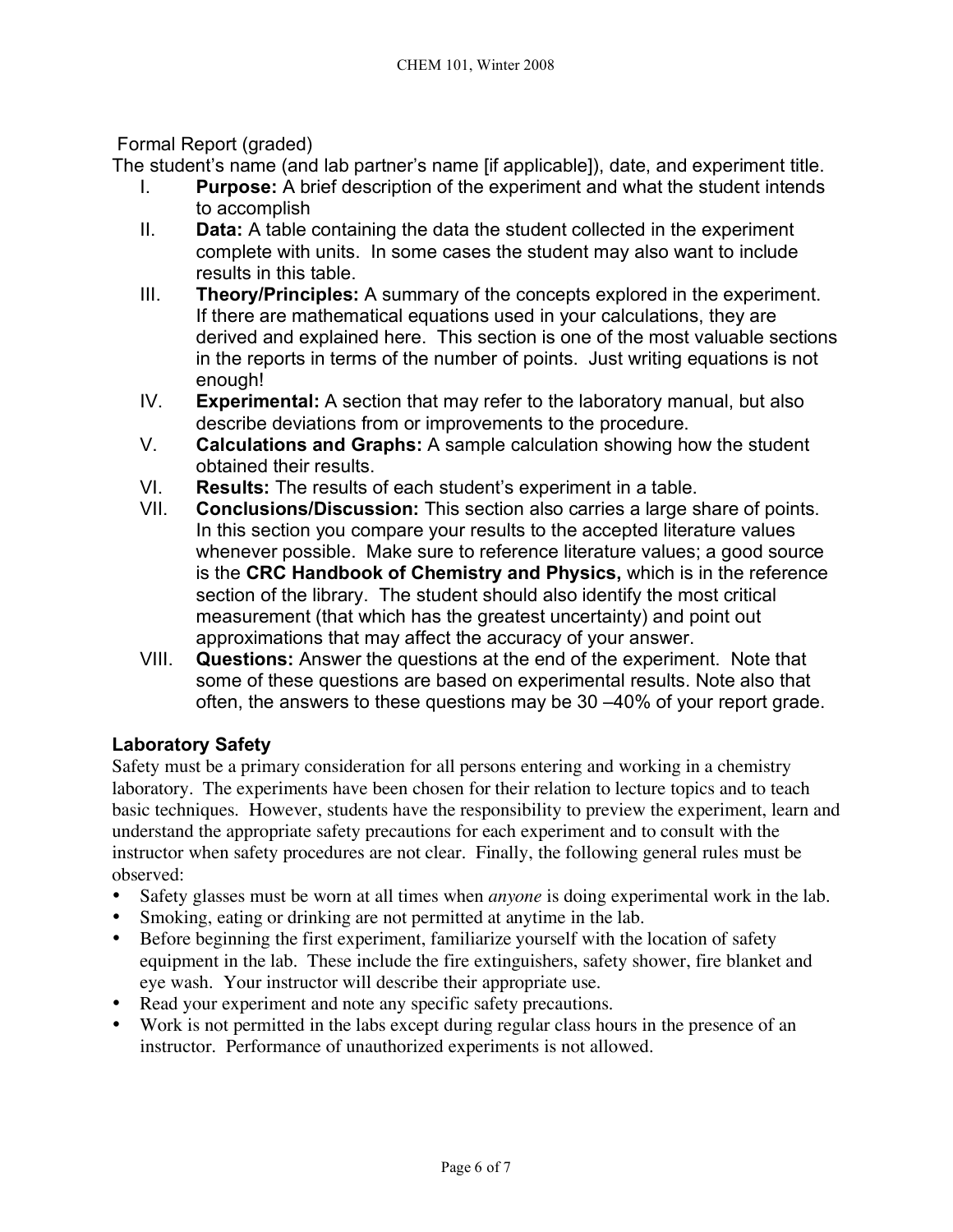Formal Report (graded)

The student's name (and lab partner's name [if applicable]), date, and experiment title.

I. **Purpose:** A brief description of the experiment and what the student intends to accomplish
II. **Data:** A table containing the data the student collected in the experiment complete with units. In some cases the student may also want to include results in this table.
III. **Theory/Principles:** A summary of the concepts explored in the experiment. If there are mathematical equations used in your calculations, they are derived and explained here. This section is one of the most valuable sections in the reports in terms of the number of points. Just writing equations is not enough!
IV. **Experimental:** A section that may refer to the laboratory manual, but also describe deviations from or improvements to the procedure.
V. **Calculations and Graphs:** A sample calculation showing how the student obtained their results.
VI. **Results:** The results of each student's experiment in a table.
VII. **Conclusions/Discussion:** This section also carries a large share of points. In this section you compare your results to the accepted literature values whenever possible. Make sure to reference literature values; a good source is the **CRC Handbook of Chemistry and Physics,** which is in the reference section of the library. The student should also identify the most critical measurement (that which has the greatest uncertainty) and point out approximations that may affect the accuracy of your answer.
VIII. **Questions:** Answer the questions at the end of the experiment. Note that some of these questions are based on experimental results. Note also that often, the answers to these questions may be 30 –40% of your report grade.

### Laboratory Safety

Safety must be a primary consideration for all persons entering and working in a chemistry laboratory. The experiments have been chosen for their relation to lecture topics and to teach basic techniques. However, students have the responsibility to preview the experiment, learn and understand the appropriate safety precautions for each experiment and to consult with the instructor when safety procedures are not clear. Finally, the following general rules must be observed:

- Safety glasses must be worn at all times when *anyone* is doing experimental work in the lab.
- Smoking, eating or drinking are not permitted at anytime in the lab.
- Before beginning the first experiment, familiarize yourself with the location of safety equipment in the lab. These include the fire extinguishers, safety shower, fire blanket and eye wash. Your instructor will describe their appropriate use.
- Read your experiment and note any specific safety precautions.
- Work is not permitted in the labs except during regular class hours in the presence of an instructor. Performance of unauthorized experiments is not allowed.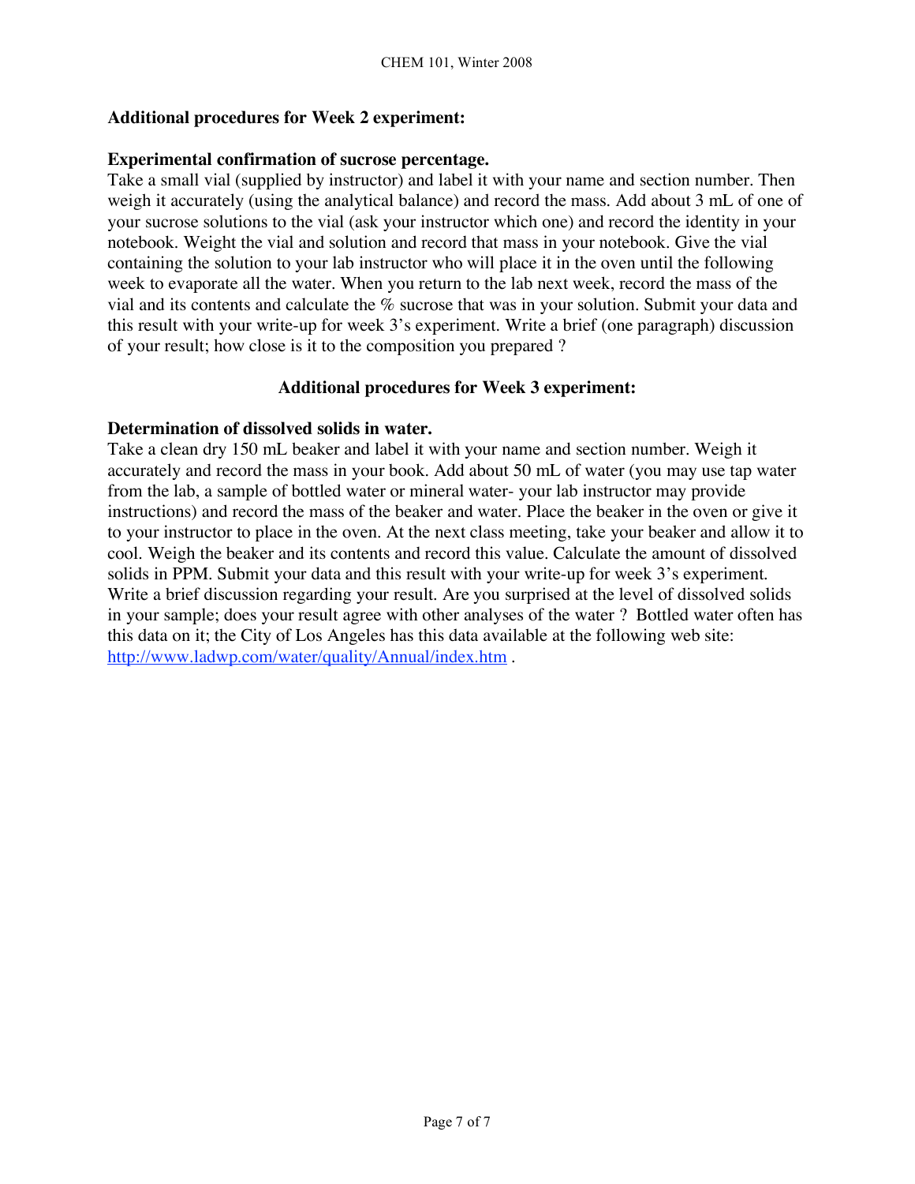**Additional procedures for Week 2 experiment:**

**Experimental confirmation of sucrose percentage.**
Take a small vial (supplied by instructor) and label it with your name and section number. Then weigh it accurately (using the analytical balance) and record the mass. Add about 3 mL of one of your sucrose solutions to the vial (ask your instructor which one) and record the identity in your notebook. Weight the vial and solution and record that mass in your notebook. Give the vial containing the solution to your lab instructor who will place it in the oven until the following week to evaporate all the water. When you return to the lab next week, record the mass of the vial and its contents and calculate the % sucrose that was in your solution. Submit your data and this result with your write-up for week 3's experiment. Write a brief (one paragraph) discussion of your result; how close is it to the composition you prepared ?

## Additional procedures for Week 3 experiment:

**Determination of dissolved solids in water.**
Take a clean dry 150 mL beaker and label it with your name and section number. Weigh it accurately and record the mass in your book. Add about 50 mL of water (you may use tap water from the lab, a sample of bottled water or mineral water- your lab instructor may provide instructions) and record the mass of the beaker and water. Place the beaker in the oven or give it to your instructor to place in the oven. At the next class meeting, take your beaker and allow it to cool. Weigh the beaker and its contents and record this value. Calculate the amount of dissolved solids in PPM. Submit your data and this result with your write-up for week 3's experiment. Write a brief discussion regarding your result. Are you surprised at the level of dissolved solids in your sample; does your result agree with other analyses of the water ? Bottled water often has this data on it; the City of Los Angeles has this data available at the following web site: http://www.ladwp.com/water/quality/Annual/index.htm .